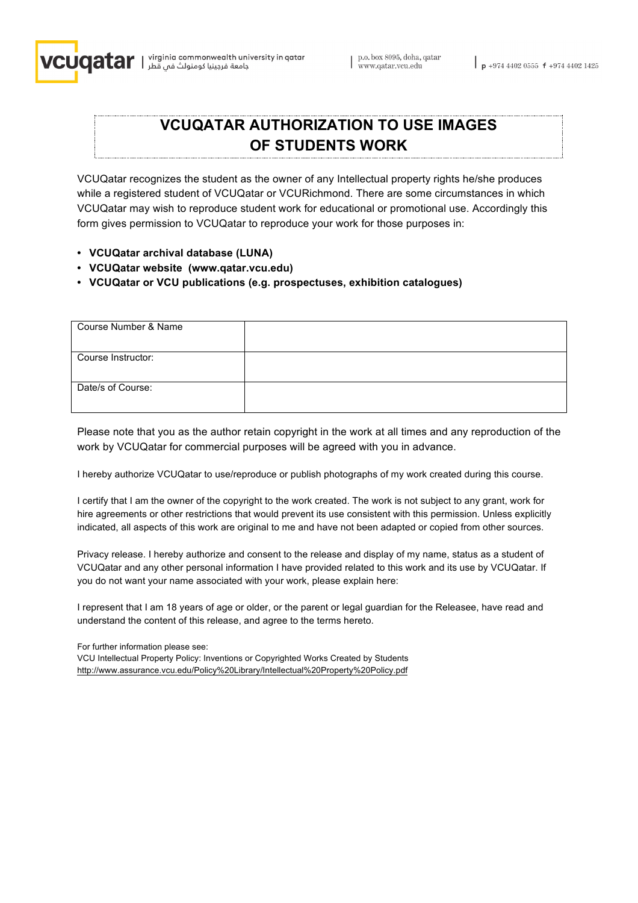# VCUQATAR AUTHORIZATION TO USE IMAGES OF STUDENTS WORK

VCUQatar recognizes the student as the owner of any Intellectual property rights he/she produces while a registered student of VCUQatar or VCURichmond. There are some circumstances in which VCUQatar may wish to reproduce student work for educational or promotional use. Accordingly this form gives permission to VCUQatar to reproduce your work for those purposes in:

- **VCUQatar archival database (LUNA)**
- **VCUQatar website (www.qatar.vcu.edu)**
- **VCUQatar or VCU publications (e.g. prospectuses, exhibition catalogues)**

| Course Number & Name | |
| --- | --- |
| Course Instructor: | |
| Date/s of Course: | |

Please note that you as the author retain copyright in the work at all times and any reproduction of the work by VCUQatar for commercial purposes will be agreed with you in advance.

I hereby authorize VCUQatar to use/reproduce or publish photographs of my work created during this course.

I certify that I am the owner of the copyright to the work created. The work is not subject to any grant, work for hire agreements or other restrictions that would prevent its use consistent with this permission. Unless explicitly indicated, all aspects of this work are original to me and have not been adapted or copied from other sources.

Privacy release. I hereby authorize and consent to the release and display of my name, status as a student of VCUQatar and any other personal information I have provided related to this work and its use by VCUQatar. If you do not want your name associated with your work, please explain here:

I represent that I am 18 years of age or older, or the parent or legal guardian for the Releasee, have read and understand the content of this release, and agree to the terms hereto.

For further information please see:
VCU Intellectual Property Policy: Inventions or Copyrighted Works Created by Students
http://www.assurance.vcu.edu/Policy%20Library/Intellectual%20Property%20Policy.pdf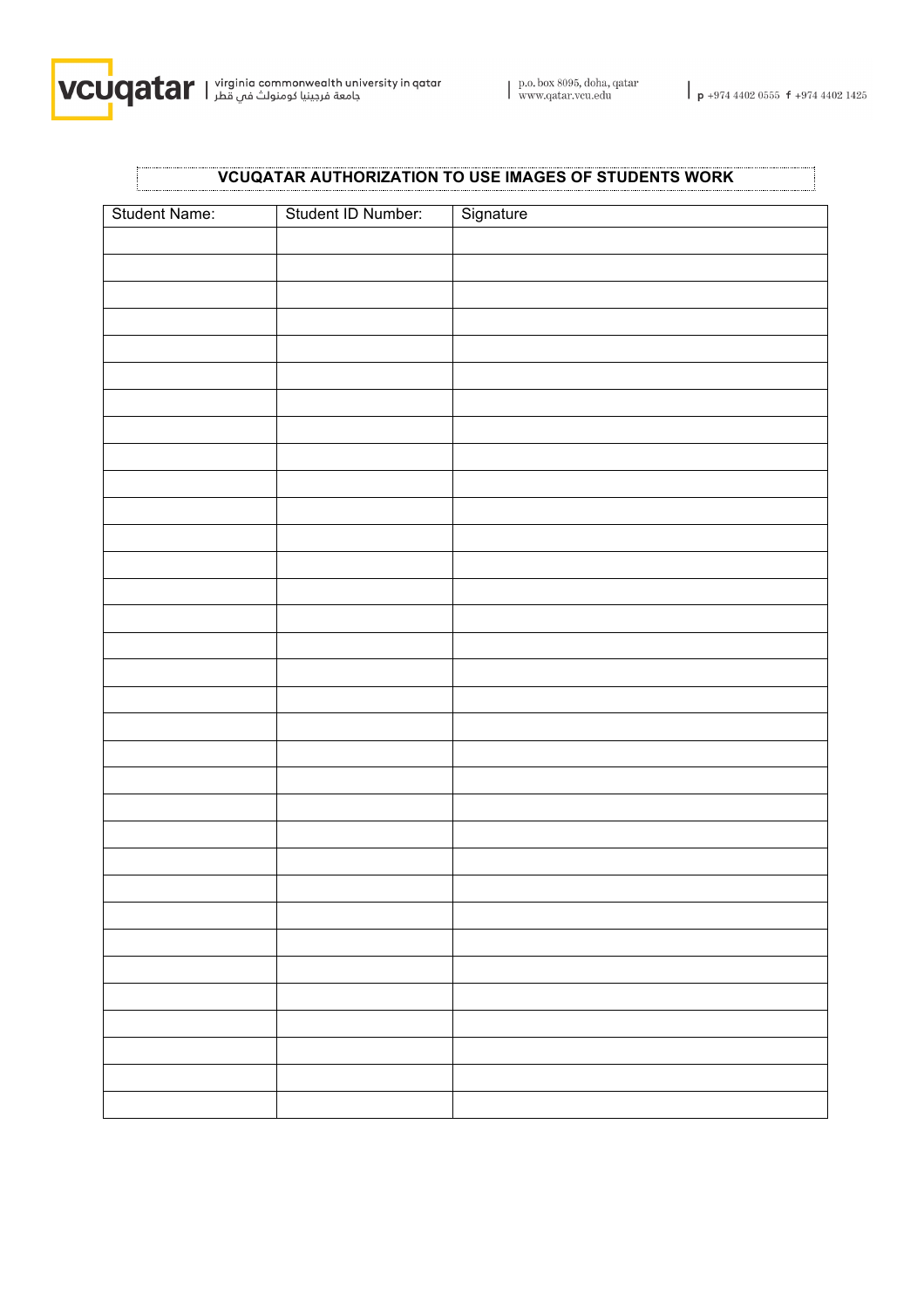## VCUQATAR AUTHORIZATION TO USE IMAGES OF STUDENTS WORK

| Student Name: | Student ID Number: | Signature |
|---|---|---|
| | | |
| | | |
| | | |
| | | |
| | | |
| | | |
| | | |
| | | |
| | | |
| | | |
| | | |
| | | |
| | | |
| | | |
| | | |
| | | |
| | | |
| | | |
| | | |
| | | |
| | | |
| | | |
| | | |
| | | |
| | | |
| | | |
| | | |
| | | |
| | | |
| | | |
| | | |
| | | |
| | | |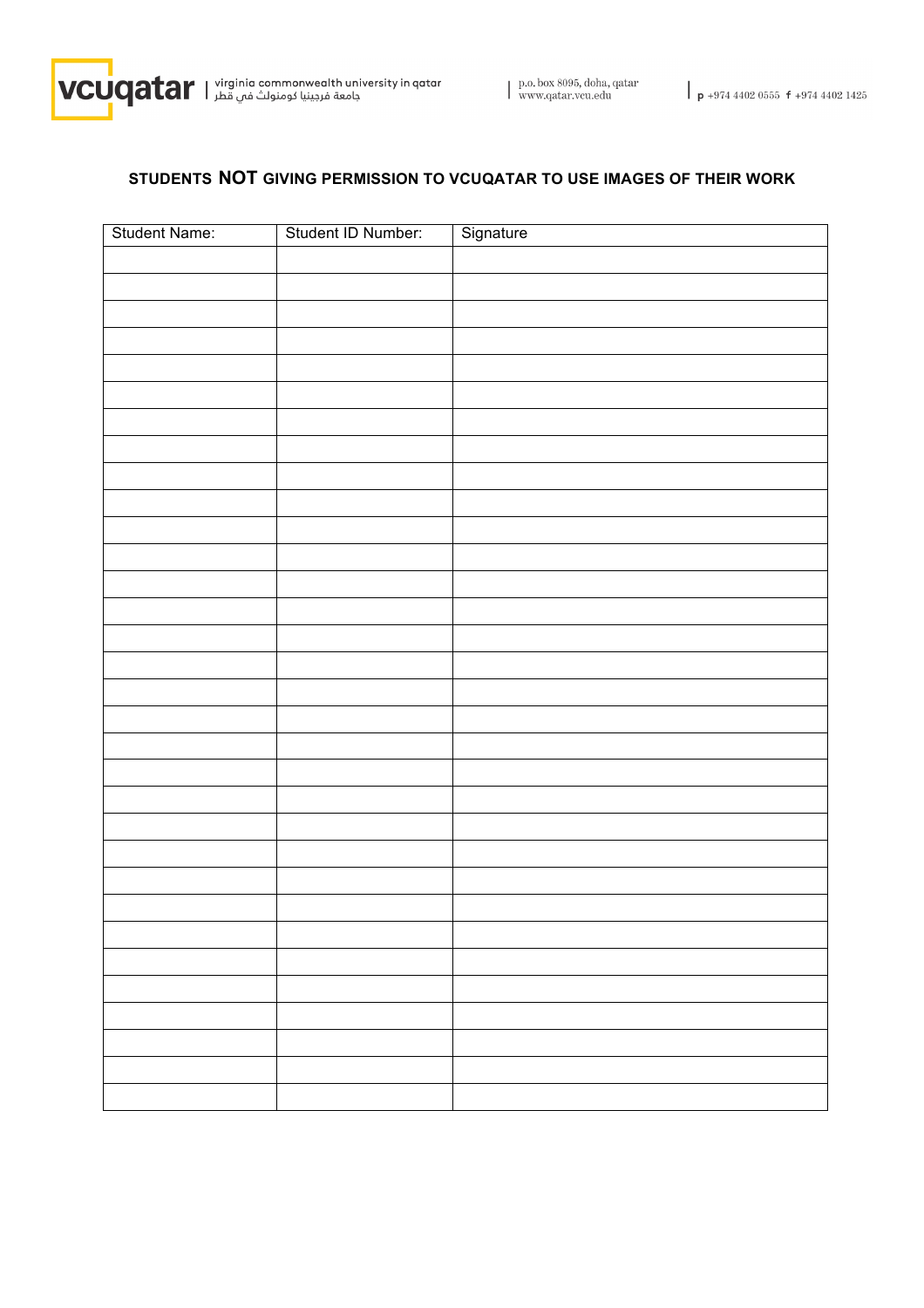**STUDENTS NOT GIVING PERMISSION TO VCUQATAR TO USE IMAGES OF THEIR WORK**

| Student Name: | Student ID Number: | Signature |
| --- | --- | --- |
| | | |
| | | |
| | | |
| | | |
| | | |
| | | |
| | | |
| | | |
| | | |
| | | |
| | | |
| | | |
| | | |
| | | |
| | | |
| | | |
| | | |
| | | |
| | | |
| | | |
| | | |
| | | |
| | | |
| | | |
| | | |
| | | |
| | | |
| | | |
| | | |
| | | |
| | | |
| | | |